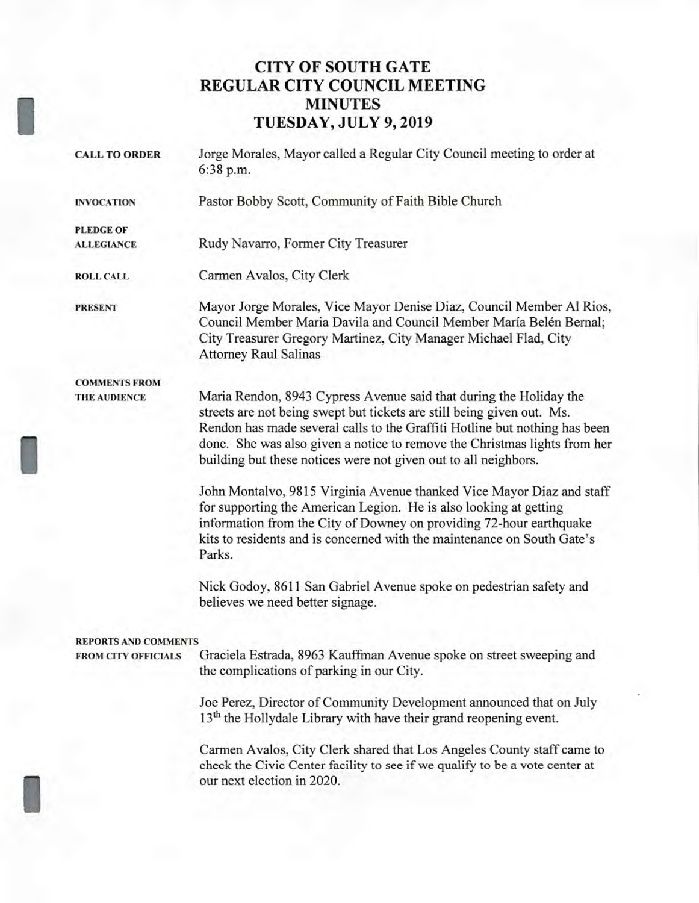# CITY OF SOUTH GATE
# REGULAR CITY COUNCIL MEETING
# MINUTES
# TUESDAY, JULY 9, 2019

**CALL TO ORDER** Jorge Morales, Mayor called a Regular City Council meeting to order at 6:38 p.m.

**INVOCATION** Pastor Bobby Scott, Community of Faith Bible Church

**PLEDGE OF ALLEGIANCE** Rudy Navarro, Former City Treasurer

**ROLL CALL** Carmen Avalos, City Clerk

**PRESENT** Mayor Jorge Morales, Vice Mayor Denise Diaz, Council Member Al Rios, Council Member Maria Davila and Council Member María Belén Bernal; City Treasurer Gregory Martinez, City Manager Michael Flad, City Attorney Raul Salinas

**COMMENTS FROM THE AUDIENCE**

Maria Rendon, 8943 Cypress Avenue said that during the Holiday the streets are not being swept but tickets are still being given out. Ms. Rendon has made several calls to the Graffiti Hotline but nothing has been done. She was also given a notice to remove the Christmas lights from her building but these notices were not given out to all neighbors.

John Montalvo, 9815 Virginia Avenue thanked Vice Mayor Diaz and staff for supporting the American Legion. He is also looking at getting information from the City of Downey on providing 72-hour earthquake kits to residents and is concerned with the maintenance on South Gate's Parks.

Nick Godoy, 8611 San Gabriel Avenue spoke on pedestrian safety and believes we need better signage.

**REPORTS AND COMMENTS FROM CITY OFFICIALS**

Graciela Estrada, 8963 Kauffman Avenue spoke on street sweeping and the complications of parking in our City.

Joe Perez, Director of Community Development announced that on July 13th the Hollydale Library with have their grand reopening event.

Carmen Avalos, City Clerk shared that Los Angeles County staff came to check the Civic Center facility to see if we qualify to be a vote center at our next election in 2020.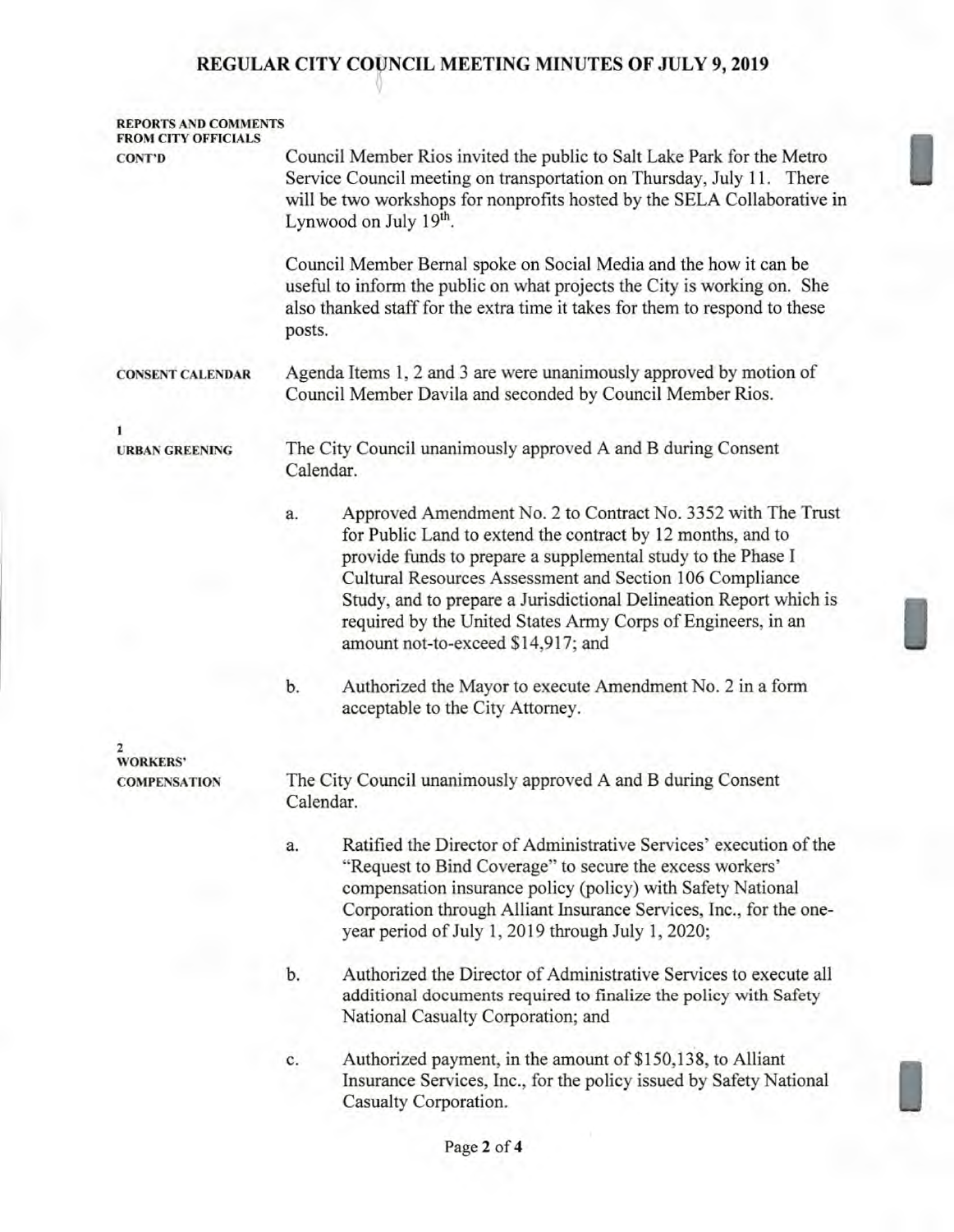**REPORTS AND COMMENTS FROM CITY OFFICIALS CONT'D**

Council Member Rios invited the public to Salt Lake Park for the Metro Service Council meeting on transportation on Thursday, July 11. There will be two workshops for nonprofits hosted by the SELA Collaborative in Lynwood on July 19th.

Council Member Bernal spoke on Social Media and the how it can be useful to inform the public on what projects the City is working on. She also thanked staff for the extra time it takes for them to respond to these posts.

**CONSENT CALENDAR**

Agenda Items 1, 2 and 3 are were unanimously approved by motion of Council Member Davila and seconded by Council Member Rios.

**1**
**URBAN GREENING**

The City Council unanimously approved A and B during Consent Calendar.

a. Approved Amendment No. 2 to Contract No. 3352 with The Trust for Public Land to extend the contract by 12 months, and to provide funds to prepare a supplemental study to the Phase I Cultural Resources Assessment and Section 106 Compliance Study, and to prepare a Jurisdictional Delineation Report which is required by the United States Army Corps of Engineers, in an amount not-to-exceed $14,917; and

b. Authorized the Mayor to execute Amendment No. 2 in a form acceptable to the City Attorney.

**2**
**WORKERS' COMPENSATION**

The City Council unanimously approved A and B during Consent Calendar.

a. Ratified the Director of Administrative Services' execution of the "Request to Bind Coverage" to secure the excess workers' compensation insurance policy (policy) with Safety National Corporation through Alliant Insurance Services, Inc., for the one-year period of July 1, 2019 through July 1, 2020;

b. Authorized the Director of Administrative Services to execute all additional documents required to finalize the policy with Safety National Casualty Corporation; and

c. Authorized payment, in the amount of $150,138, to Alliant Insurance Services, Inc., for the policy issued by Safety National Casualty Corporation.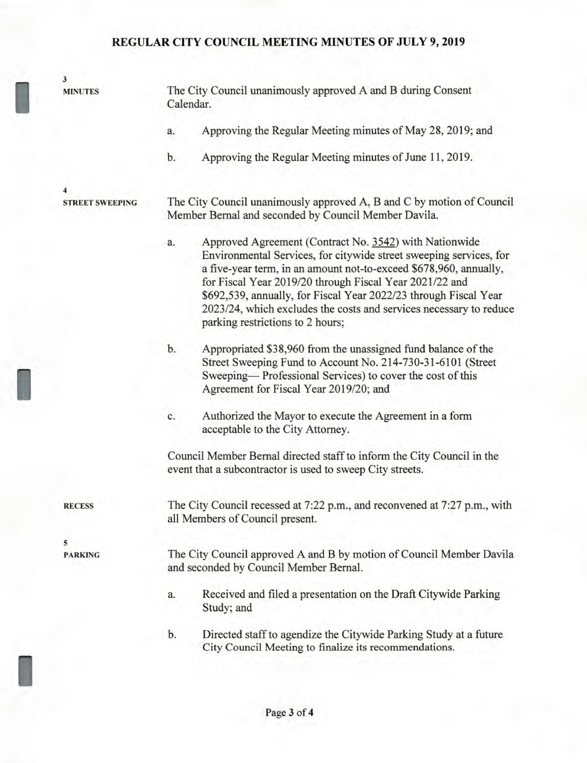**3**
**MINUTES**

The City Council unanimously approved A and B during Consent Calendar.

a. Approving the Regular Meeting minutes of May 28, 2019; and

b. Approving the Regular Meeting minutes of June 11, 2019.

**4**
**STREET SWEEPING**

The City Council unanimously approved A, B and C by motion of Council Member Bernal and seconded by Council Member Davila.

a. Approved Agreement (Contract No. 3542) with Nationwide Environmental Services, for citywide street sweeping services, for a five-year term, in an amount not-to-exceed $678,960, annually, for Fiscal Year 2019/20 through Fiscal Year 2021/22 and $692,539, annually, for Fiscal Year 2022/23 through Fiscal Year 2023/24, which excludes the costs and services necessary to reduce parking restrictions to 2 hours;

b. Appropriated $38,960 from the unassigned fund balance of the Street Sweeping Fund to Account No. 214-730-31-6101 (Street Sweeping— Professional Services) to cover the cost of this Agreement for Fiscal Year 2019/20; and

c. Authorized the Mayor to execute the Agreement in a form acceptable to the City Attorney.

Council Member Bernal directed staff to inform the City Council in the event that a subcontractor is used to sweep City streets.

**RECESS**

The City Council recessed at 7:22 p.m., and reconvened at 7:27 p.m., with all Members of Council present.

**5**
**PARKING**

The City Council approved A and B by motion of Council Member Davila and seconded by Council Member Bernal.

a. Received and filed a presentation on the Draft Citywide Parking Study; and

b. Directed staff to agendize the Citywide Parking Study at a future City Council Meeting to finalize its recommendations.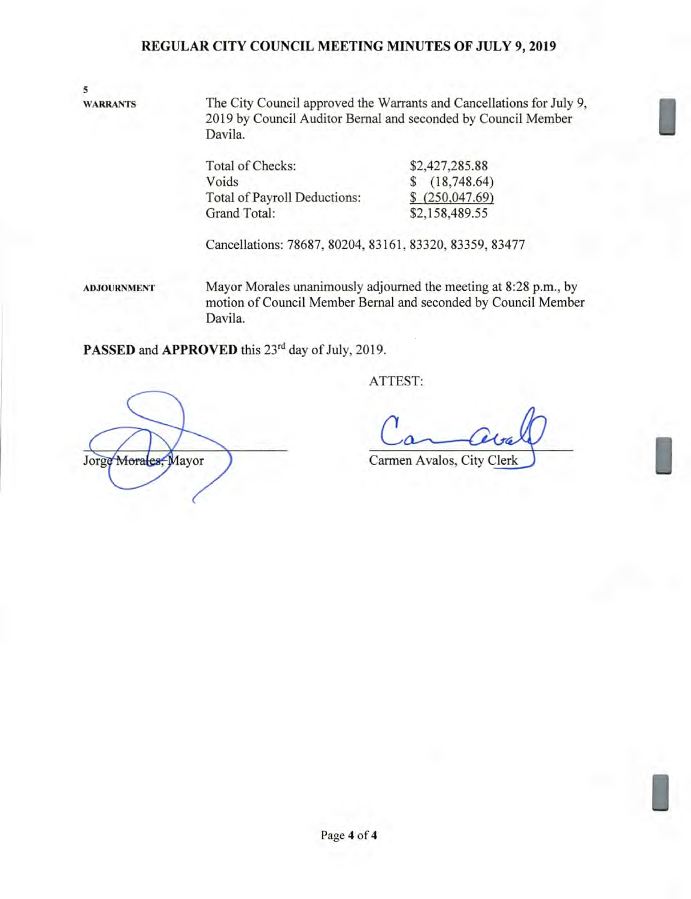**5**
**WARRANTS**

The City Council approved the Warrants and Cancellations for July 9, 2019 by Council Auditor Bernal and seconded by Council Member Davila.

| | |
|---|---|
| Total of Checks: | $2,427,285.88 |
| Voids | $ (18,748.64) |
| Total of Payroll Deductions: | $ (250,047.69) |
| Grand Total: | $2,158,489.55 |

Cancellations: 78687, 80204, 83161, 83320, 83359, 83477

**ADJOURNMENT**

Mayor Morales unanimously adjourned the meeting at 8:28 p.m., by motion of Council Member Bernal and seconded by Council Member Davila.

**PASSED** and **APPROVED** this 23rd day of July, 2019.

ATTEST:

Jorge Morales, Mayor

Carmen Avalos, City Clerk